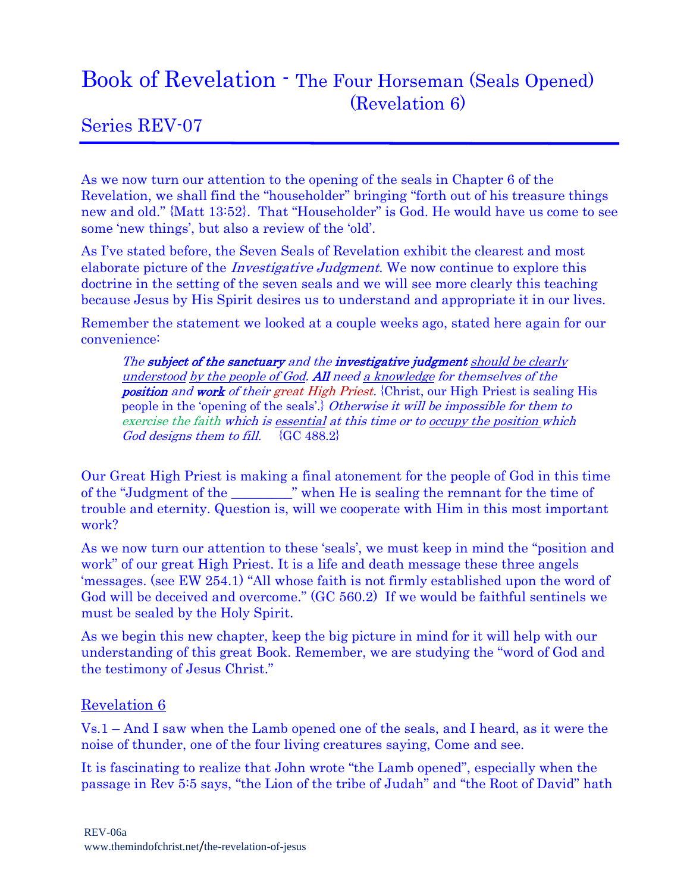# Book of Revelation - The Four Horseman (Seals Opened) (Revelation 6)

## Series REV-07

As we now turn our attention to the opening of the seals in Chapter 6 of the Revelation, we shall find the "householder" bringing "forth out of his treasure things new and old." {Matt 13:52}. That "Householder" is God. He would have us come to see some 'new things', but also a review of the 'old'.

As I've stated before, the Seven Seals of Revelation exhibit the clearest and most elaborate picture of the *Investigative Judgment*. We now continue to explore this doctrine in the setting of the seven seals and we will see more clearly this teaching because Jesus by His Spirit desires us to understand and appropriate it in our lives.

Remember the statement we looked at a couple weeks ago, stated here again for our convenience:

> *The* ***subject of the sanctuary*** *and the* ***investigative judgment*** *should be clearly understood by the people of God.* ***All*** *need a knowledge for themselves of the* ***position*** *and* ***work*** *of their great High Priest.* {Christ, our High Priest is sealing His people in the 'opening of the seals'.} *Otherwise it will be impossible for them to exercise the faith which is essential at this time or to occupy the position which God designs them to fill.* {GC 488.2}

Our Great High Priest is making a final atonement for the people of God in this time of the "Judgment of the _________" when He is sealing the remnant for the time of trouble and eternity. Question is, will we cooperate with Him in this most important work?

As we now turn our attention to these 'seals', we must keep in mind the "position and work" of our great High Priest. It is a life and death message these three angels 'messages. (see EW 254.1) "All whose faith is not firmly established upon the word of God will be deceived and overcome." (GC 560.2) If we would be faithful sentinels we must be sealed by the Holy Spirit.

As we begin this new chapter, keep the big picture in mind for it will help with our understanding of this great Book. Remember, we are studying the "word of God and the testimony of Jesus Christ."

### Revelation 6

Vs.1 – And I saw when the Lamb opened one of the seals, and I heard, as it were the noise of thunder, one of the four living creatures saying, Come and see.

It is fascinating to realize that John wrote "the Lamb opened", especially when the passage in Rev 5:5 says, "the Lion of the tribe of Judah" and "the Root of David" hath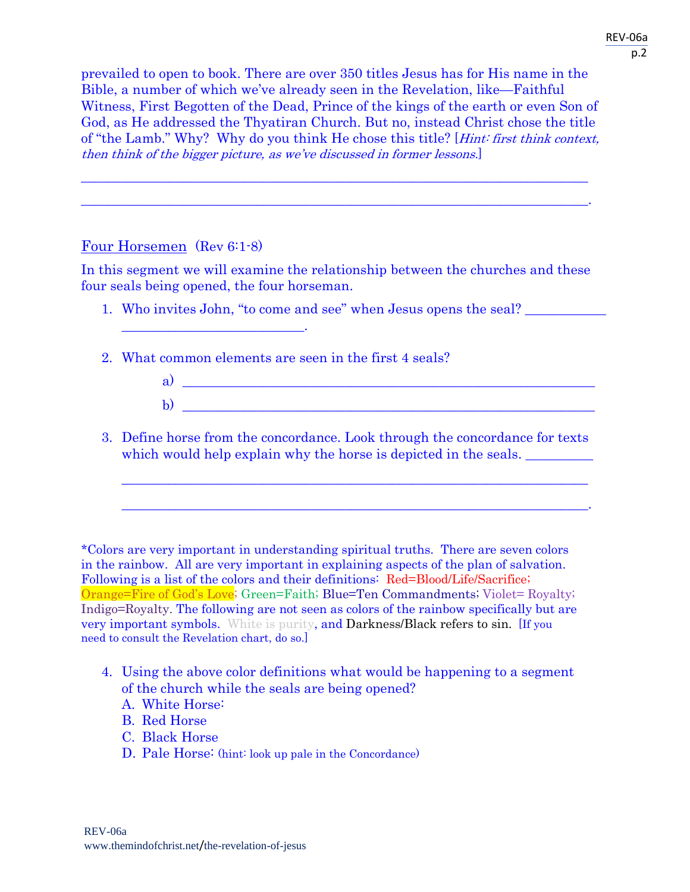prevailed to open to book. There are over 350 titles Jesus has for His name in the Bible, a number of which we've already seen in the Revelation, like—Faithful Witness, First Begotten of the Dead, Prince of the kings of the earth or even Son of God, as He addressed the Thyatiran Church. But no, instead Christ chose the title of "the Lamb." Why? Why do you think He chose this title? [*Hint: first think context, then think of the bigger picture, as we've discussed in former lessons.*]

\_\_\_\_\_\_\_\_\_\_\_\_\_\_\_\_\_\_\_\_\_\_\_\_\_\_\_\_\_\_\_\_\_\_\_\_\_\_\_\_\_\_\_\_\_\_\_\_\_\_\_\_\_\_\_\_\_\_\_\_\_\_\_\_\_\_\_\_\_\_

\_\_\_\_\_\_\_\_\_\_\_\_\_\_\_\_\_\_\_\_\_\_\_\_\_\_\_\_\_\_\_\_\_\_\_\_\_\_\_\_\_\_\_\_\_\_\_\_\_\_\_\_\_\_\_\_\_\_\_\_\_\_\_\_\_\_\_\_\_\_.

## Four Horsemen (Rev 6:1-8)

In this segment we will examine the relationship between the churches and these four seals being opened, the four horseman.

1. Who invites John, "to come and see" when Jesus opens the seal? \_\_\_\_\_\_\_\_\_\_\_\_ \_\_\_\_\_\_\_\_\_\_\_\_\_\_\_\_\_\_\_\_\_\_\_\_\_\_\_.

2. What common elements are seen in the first 4 seals?
   a) \_\_\_\_\_\_\_\_\_\_\_\_\_\_\_\_\_\_\_\_\_\_\_\_\_\_\_\_\_\_\_\_\_\_\_\_\_\_\_\_\_\_\_\_\_\_\_\_\_\_\_\_\_\_\_\_
   b) \_\_\_\_\_\_\_\_\_\_\_\_\_\_\_\_\_\_\_\_\_\_\_\_\_\_\_\_\_\_\_\_\_\_\_\_\_\_\_\_\_\_\_\_\_\_\_\_\_\_\_\_\_\_\_\_

3. Define horse from the concordance. Look through the concordance for texts which would help explain why the horse is depicted in the seals. \_\_\_\_\_\_\_\_\_\_

   \_\_\_\_\_\_\_\_\_\_\_\_\_\_\_\_\_\_\_\_\_\_\_\_\_\_\_\_\_\_\_\_\_\_\_\_\_\_\_\_\_\_\_\_\_\_\_\_\_\_\_\_\_\_\_\_\_\_\_\_\_\_\_\_\_\_

   \_\_\_\_\_\_\_\_\_\_\_\_\_\_\_\_\_\_\_\_\_\_\_\_\_\_\_\_\_\_\_\_\_\_\_\_\_\_\_\_\_\_\_\_\_\_\_\_\_\_\_\_\_\_\_\_\_\_\_\_\_\_\_\_\_\_.

*Colors are very important in understanding spiritual truths. There are seven colors in the rainbow. All are very important in explaining aspects of the plan of salvation. Following is a list of the colors and their definitions: Red=Blood/Life/Sacrifice; Orange=Fire of God's Love; Green=Faith; Blue=Ten Commandments; Violet= Royalty; Indigo=Royalty. The following are not seen as colors of the rainbow specifically but are very important symbols. White is purity, and Darkness/Black refers to sin. [If you need to consult the Revelation chart, do so.]

4. Using the above color definitions what would be happening to a segment of the church while the seals are being opened?
   A. White Horse:
   B. Red Horse
   C. Black Horse
   D. Pale Horse: (hint: look up pale in the Concordance)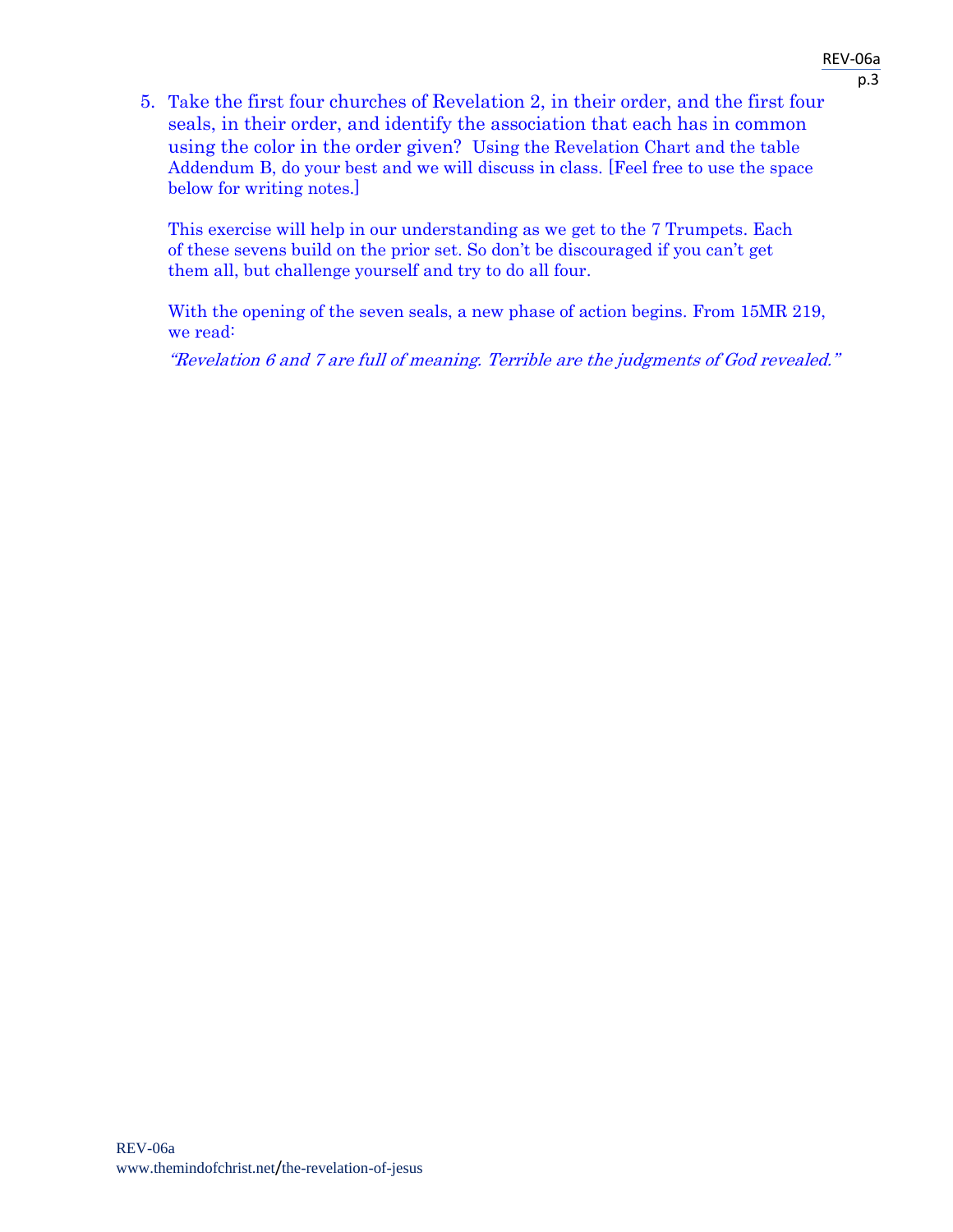5. Take the first four churches of Revelation 2, in their order, and the first four seals, in their order, and identify the association that each has in common using the color in the order given? Using the Revelation Chart and the table Addendum B, do your best and we will discuss in class. [Feel free to use the space below for writing notes.]

   This exercise will help in our understanding as we get to the 7 Trumpets. Each of these sevens build on the prior set. So don't be discouraged if you can't get them all, but challenge yourself and try to do all four.

   With the opening of the seven seals, a new phase of action begins. From 15MR 219, we read:

   *"Revelation 6 and 7 are full of meaning. Terrible are the judgments of God revealed."*